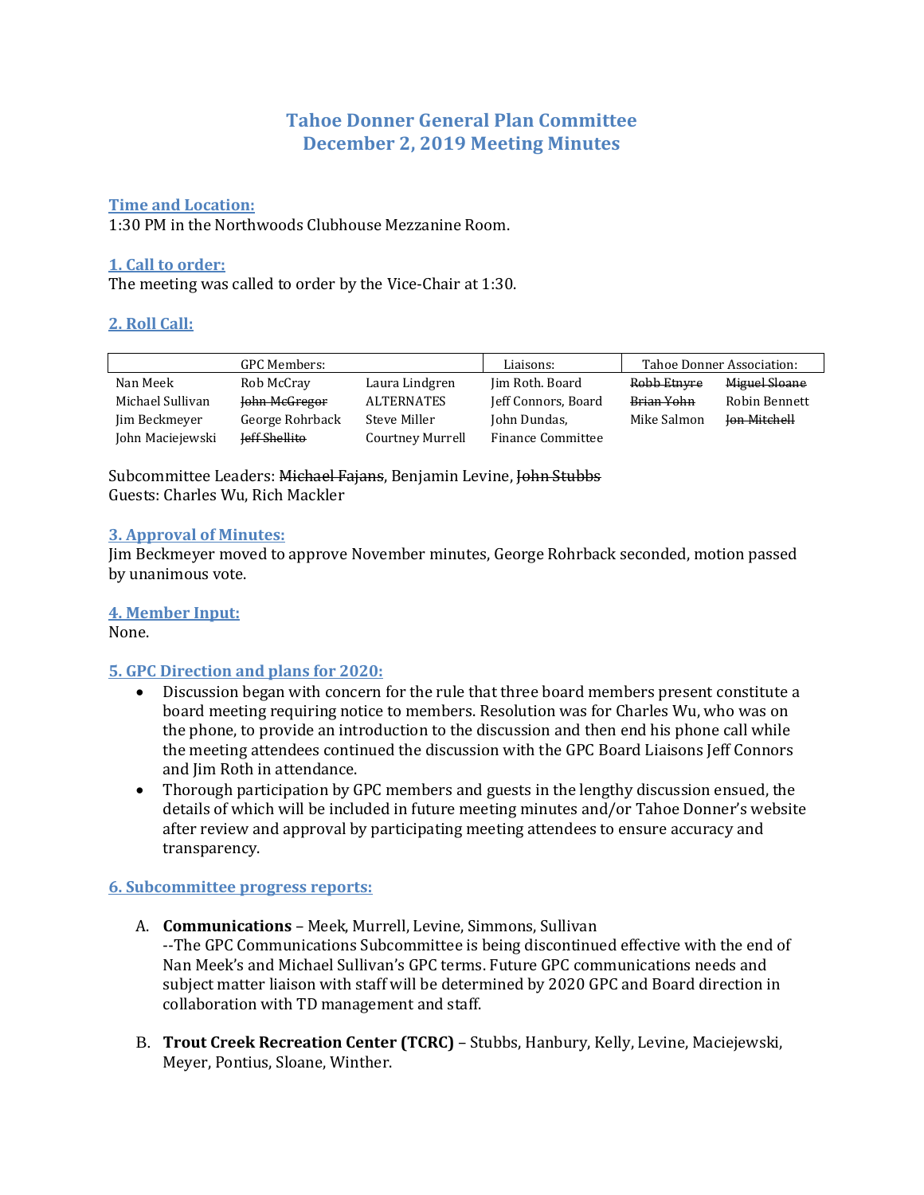# Tahoe Donner General Plan Committee
# December 2, 2019 Meeting Minutes

## Time and Location:

1:30 PM in the Northwoods Clubhouse Mezzanine Room.

## 1. Call to order:

The meeting was called to order by the Vice-Chair at 1:30.

## 2. Roll Call:

| GPC Members: | | | Liaisons: | Tahoe Donner Association: | |
|---|---|---|---|---|---|
| Nan Meek | Rob McCray | Laura Lindgren | Jim Roth. Board | ~~Robb Etnyre~~ | ~~Miguel Sloane~~ |
| Michael Sullivan | ~~John McGregor~~ | ALTERNATES | Jeff Connors, Board | ~~Brian Yohn~~ | Robin Bennett |
| Jim Beckmeyer | George Rohrback | Steve Miller | John Dundas, | Mike Salmon | ~~Jon Mitchell~~ |
| John Maciejewski | ~~Jeff Shellito~~ | Courtney Murrell | Finance Committee | | |

Subcommittee Leaders: ~~Michael Fajans~~, Benjamin Levine, ~~John Stubbs~~
Guests: Charles Wu, Rich Mackler

## 3. Approval of Minutes:

Jim Beckmeyer moved to approve November minutes, George Rohrback seconded, motion passed by unanimous vote.

## 4. Member Input:

None.

## 5. GPC Direction and plans for 2020:

- Discussion began with concern for the rule that three board members present constitute a board meeting requiring notice to members. Resolution was for Charles Wu, who was on the phone, to provide an introduction to the discussion and then end his phone call while the meeting attendees continued the discussion with the GPC Board Liaisons Jeff Connors and Jim Roth in attendance.
- Thorough participation by GPC members and guests in the lengthy discussion ensued, the details of which will be included in future meeting minutes and/or Tahoe Donner's website after review and approval by participating meeting attendees to ensure accuracy and transparency.

## 6. Subcommittee progress reports:

A. **Communications** – Meek, Murrell, Levine, Simmons, Sullivan
--The GPC Communications Subcommittee is being discontinued effective with the end of Nan Meek's and Michael Sullivan's GPC terms. Future GPC communications needs and subject matter liaison with staff will be determined by 2020 GPC and Board direction in collaboration with TD management and staff.

B. **Trout Creek Recreation Center (TCRC)** – Stubbs, Hanbury, Kelly, Levine, Maciejewski, Meyer, Pontius, Sloane, Winther.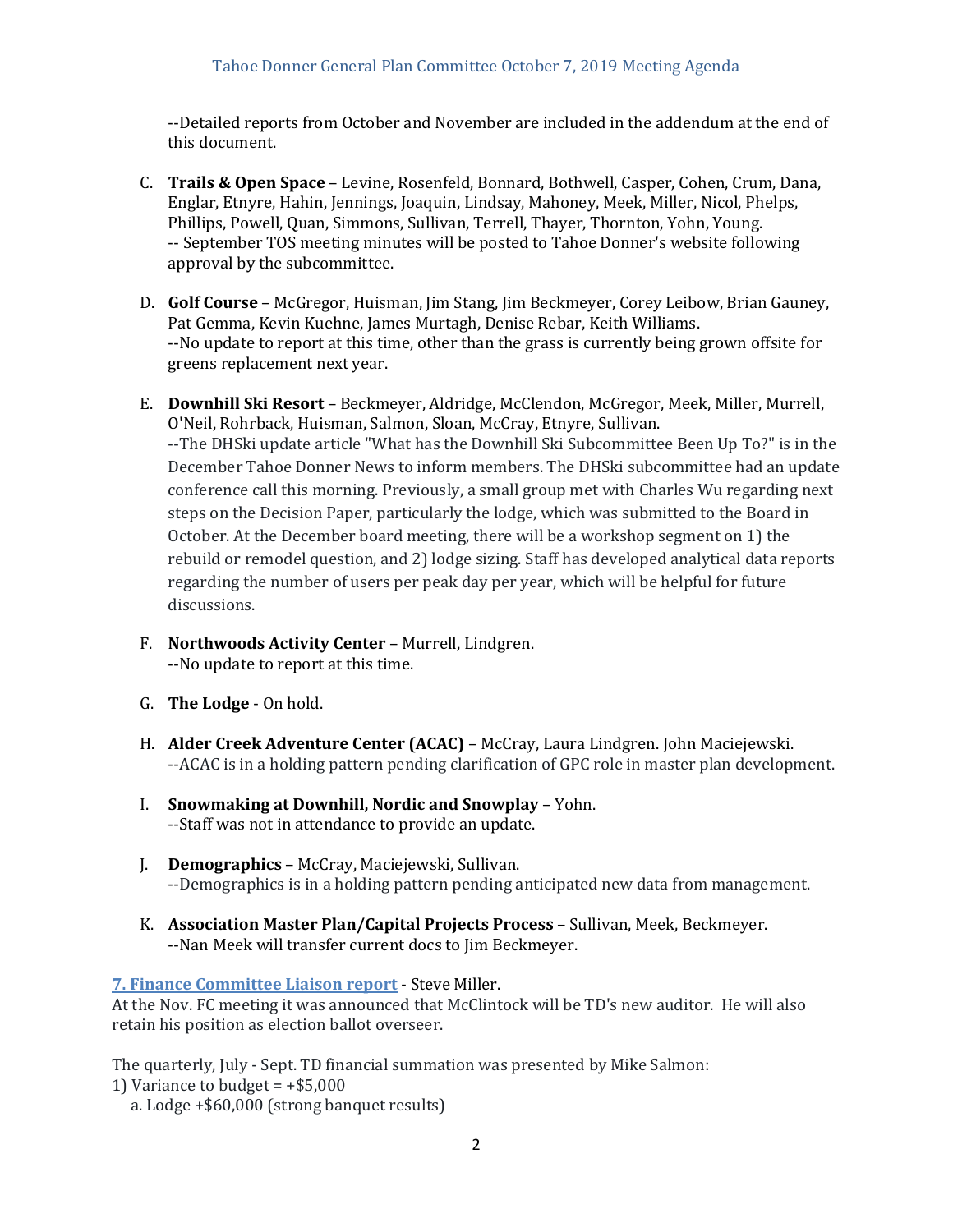--Detailed reports from October and November are included in the addendum at the end of this document.

C. **Trails & Open Space** – Levine, Rosenfeld, Bonnard, Bothwell, Casper, Cohen, Crum, Dana, Englar, Etnyre, Hahin, Jennings, Joaquin, Lindsay, Mahoney, Meek, Miller, Nicol, Phelps, Phillips, Powell, Quan, Simmons, Sullivan, Terrell, Thayer, Thornton, Yohn, Young.
-- September TOS meeting minutes will be posted to Tahoe Donner's website following approval by the subcommittee.

D. **Golf Course** – McGregor, Huisman, Jim Stang, Jim Beckmeyer, Corey Leibow, Brian Gauney, Pat Gemma, Kevin Kuehne, James Murtagh, Denise Rebar, Keith Williams.
--No update to report at this time, other than the grass is currently being grown offsite for greens replacement next year.

E. **Downhill Ski Resort** – Beckmeyer, Aldridge, McClendon, McGregor, Meek, Miller, Murrell, O'Neil, Rohrback, Huisman, Salmon, Sloan, McCray, Etnyre, Sullivan.
--The DHSki update article "What has the Downhill Ski Subcommittee Been Up To?" is in the December Tahoe Donner News to inform members. The DHSki subcommittee had an update conference call this morning. Previously, a small group met with Charles Wu regarding next steps on the Decision Paper, particularly the lodge, which was submitted to the Board in October. At the December board meeting, there will be a workshop segment on 1) the rebuild or remodel question, and 2) lodge sizing. Staff has developed analytical data reports regarding the number of users per peak day per year, which will be helpful for future discussions.

F. **Northwoods Activity Center** – Murrell, Lindgren.
--No update to report at this time.

G. **The Lodge** - On hold.

H. **Alder Creek Adventure Center (ACAC)** – McCray, Laura Lindgren. John Maciejewski.
--ACAC is in a holding pattern pending clarification of GPC role in master plan development.

I. **Snowmaking at Downhill, Nordic and Snowplay** – Yohn.
--Staff was not in attendance to provide an update.

J. **Demographics** – McCray, Maciejewski, Sullivan.
--Demographics is in a holding pattern pending anticipated new data from management.

K. **Association Master Plan/Capital Projects Process** – Sullivan, Meek, Beckmeyer.
--Nan Meek will transfer current docs to Jim Beckmeyer.

**7. Finance Committee Liaison report** - Steve Miller.
At the Nov. FC meeting it was announced that McClintock will be TD's new auditor. He will also retain his position as election ballot overseer.

The quarterly, July - Sept. TD financial summation was presented by Mike Salmon:
1) Variance to budget = +$5,000
   a. Lodge +$60,000 (strong banquet results)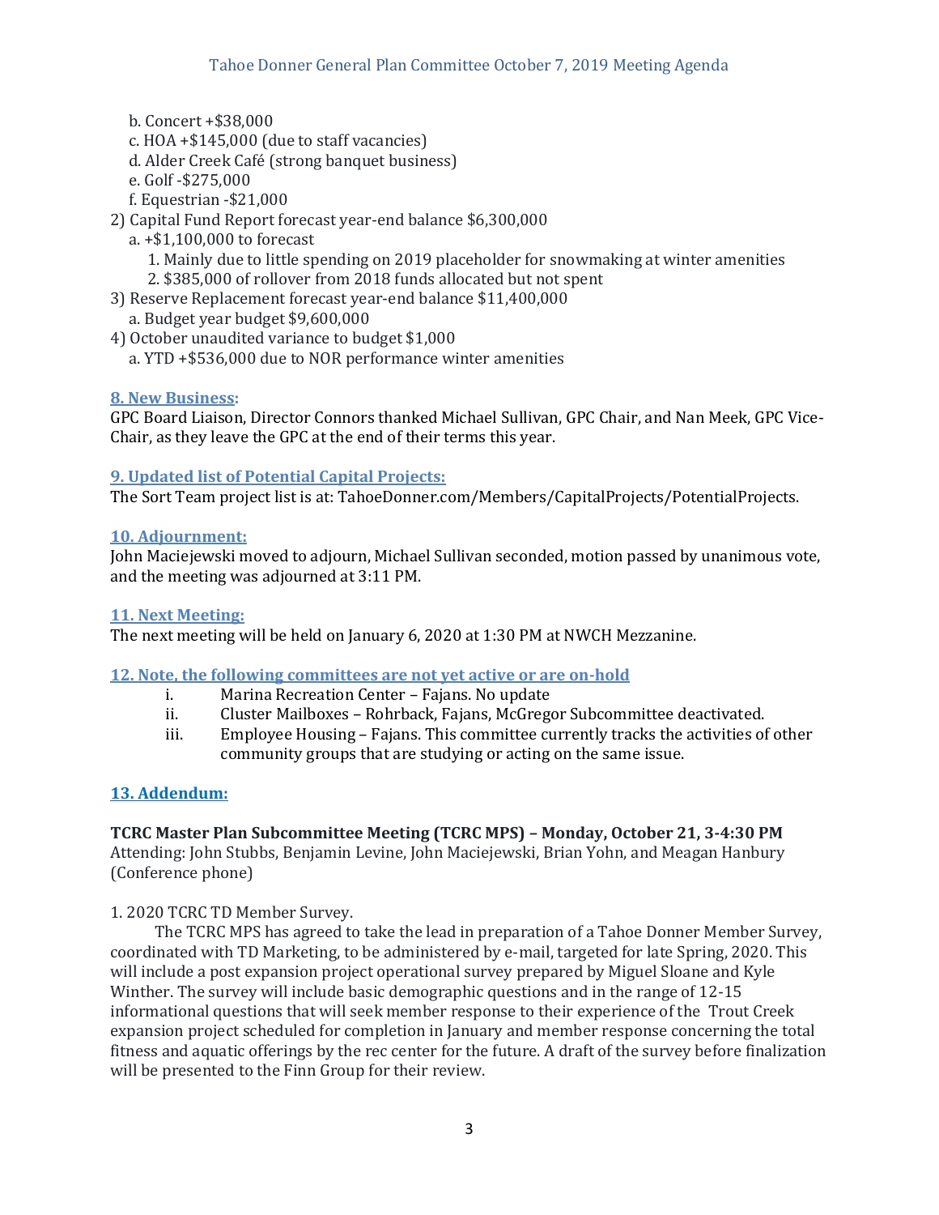b. Concert +$38,000
   c. HOA +$145,000 (due to staff vacancies)
   d. Alder Creek Café (strong banquet business)
   e. Golf -$275,000
   f. Equestrian -$21,000

2) Capital Fund Report forecast year-end balance $6,300,000
   a. +$1,100,000 to forecast
      1. Mainly due to little spending on 2019 placeholder for snowmaking at winter amenities
      2. $385,000 of rollover from 2018 funds allocated but not spent

3) Reserve Replacement forecast year-end balance $11,400,000
   a. Budget year budget $9,600,000

4) October unaudited variance to budget $1,000
   a. YTD +$536,000 due to NOR performance winter amenities

### 8. New Business:

GPC Board Liaison, Director Connors thanked Michael Sullivan, GPC Chair, and Nan Meek, GPC Vice-Chair, as they leave the GPC at the end of their terms this year.

### 9. Updated list of Potential Capital Projects:

The Sort Team project list is at: TahoeDonner.com/Members/CapitalProjects/PotentialProjects.

### 10. Adjournment:

John Maciejewski moved to adjourn, Michael Sullivan seconded, motion passed by unanimous vote, and the meeting was adjourned at 3:11 PM.

### 11. Next Meeting:

The next meeting will be held on January 6, 2020 at 1:30 PM at NWCH Mezzanine.

### 12. Note, the following committees are not yet active or are on-hold

i. Marina Recreation Center – Fajans. No update
ii. Cluster Mailboxes – Rohrback, Fajans, McGregor Subcommittee deactivated.
iii. Employee Housing – Fajans. This committee currently tracks the activities of other community groups that are studying or acting on the same issue.

## 13. Addendum:

**TCRC Master Plan Subcommittee Meeting (TCRC MPS) – Monday, October 21, 3-4:30 PM**
Attending: John Stubbs, Benjamin Levine, John Maciejewski, Brian Yohn, and Meagan Hanbury (Conference phone)

1. 2020 TCRC TD Member Survey.

The TCRC MPS has agreed to take the lead in preparation of a Tahoe Donner Member Survey, coordinated with TD Marketing, to be administered by e-mail, targeted for late Spring, 2020. This will include a post expansion project operational survey prepared by Miguel Sloane and Kyle Winther. The survey will include basic demographic questions and in the range of 12-15 informational questions that will seek member response to their experience of the Trout Creek expansion project scheduled for completion in January and member response concerning the total fitness and aquatic offerings by the rec center for the future. A draft of the survey before finalization will be presented to the Finn Group for their review.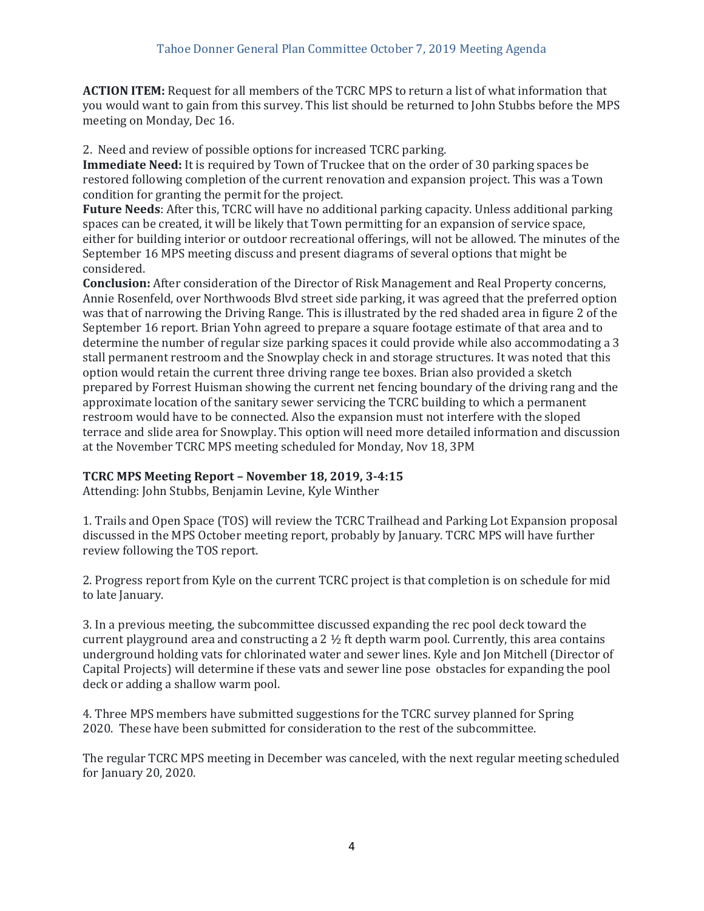**ACTION ITEM:** Request for all members of the TCRC MPS to return a list of what information that you would want to gain from this survey. This list should be returned to John Stubbs before the MPS meeting on Monday, Dec 16.

2. Need and review of possible options for increased TCRC parking.

**Immediate Need:** It is required by Town of Truckee that on the order of 30 parking spaces be restored following completion of the current renovation and expansion project. This was a Town condition for granting the permit for the project.

**Future Needs**: After this, TCRC will have no additional parking capacity. Unless additional parking spaces can be created, it will be likely that Town permitting for an expansion of service space, either for building interior or outdoor recreational offerings, will not be allowed. The minutes of the September 16 MPS meeting discuss and present diagrams of several options that might be considered.

**Conclusion:** After consideration of the Director of Risk Management and Real Property concerns, Annie Rosenfeld, over Northwoods Blvd street side parking, it was agreed that the preferred option was that of narrowing the Driving Range. This is illustrated by the red shaded area in figure 2 of the September 16 report. Brian Yohn agreed to prepare a square footage estimate of that area and to determine the number of regular size parking spaces it could provide while also accommodating a 3 stall permanent restroom and the Snowplay check in and storage structures. It was noted that this option would retain the current three driving range tee boxes. Brian also provided a sketch prepared by Forrest Huisman showing the current net fencing boundary of the driving rang and the approximate location of the sanitary sewer servicing the TCRC building to which a permanent restroom would have to be connected. Also the expansion must not interfere with the sloped terrace and slide area for Snowplay. This option will need more detailed information and discussion at the November TCRC MPS meeting scheduled for Monday, Nov 18, 3PM

### TCRC MPS Meeting Report – November 18, 2019, 3-4:15

Attending: John Stubbs, Benjamin Levine, Kyle Winther

1. Trails and Open Space (TOS) will review the TCRC Trailhead and Parking Lot Expansion proposal discussed in the MPS October meeting report, probably by January. TCRC MPS will have further review following the TOS report.

2. Progress report from Kyle on the current TCRC project is that completion is on schedule for mid to late January.

3. In a previous meeting, the subcommittee discussed expanding the rec pool deck toward the current playground area and constructing a 2 ½ ft depth warm pool. Currently, this area contains underground holding vats for chlorinated water and sewer lines. Kyle and Jon Mitchell (Director of Capital Projects) will determine if these vats and sewer line pose obstacles for expanding the pool deck or adding a shallow warm pool.

4. Three MPS members have submitted suggestions for the TCRC survey planned for Spring 2020. These have been submitted for consideration to the rest of the subcommittee.

The regular TCRC MPS meeting in December was canceled, with the next regular meeting scheduled for January 20, 2020.